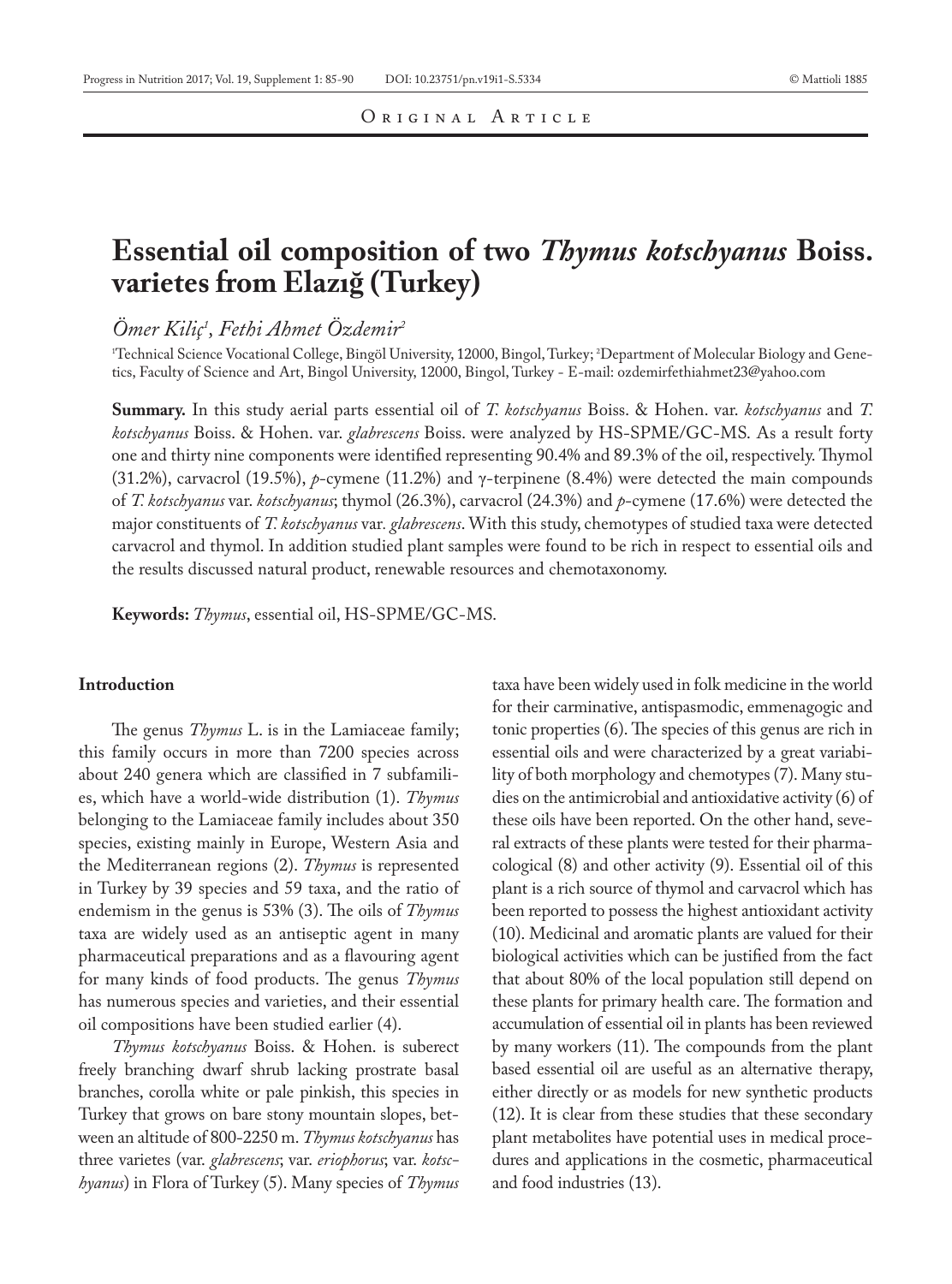Original Article

# Essential oil composition of two *Thymus kotschyanus* Boiss. varietes from Elazığ (Turkey)

*Ömer Kiliç*[1], *Fethi Ahmet Özdemir*[2]

[1]Technical Science Vocational College, Bingöl University, 12000, Bingol, Turkey; [2]Department of Molecular Biology and Genetics, Faculty of Science and Art, Bingol University, 12000, Bingol, Turkey - E-mail: ozdemirfethiahmet23@yahoo.com

**Summary.** In this study aerial parts essential oil of *T. kotschyanus* Boiss. & Hohen. var. *kotschyanus* and *T. kotschyanus* Boiss. & Hohen. var. *glabrescens* Boiss. were analyzed by HS-SPME/GC-MS. As a result forty one and thirty nine components were identified representing 90.4% and 89.3% of the oil, respectively. Thymol (31.2%), carvacrol (19.5%), *p*-cymene (11.2%) and γ-terpinene (8.4%) were detected the main compounds of *T. kotschyanus* var. *kotschyanus*; thymol (26.3%), carvacrol (24.3%) and *p*-cymene (17.6%) were detected the major constituents of *T. kotschyanus* var. *glabrescens*. With this study, chemotypes of studied taxa were detected carvacrol and thymol. In addition studied plant samples were found to be rich in respect to essential oils and the results discussed natural product, renewable resources and chemotaxonomy.

**Keywords:** *Thymus*, essential oil, HS-SPME/GC-MS.

## Introduction

The genus *Thymus* L. is in the Lamiaceae family; this family occurs in more than 7200 species across about 240 genera which are classified in 7 subfamilies, which have a world-wide distribution (1). *Thymus* belonging to the Lamiaceae family includes about 350 species, existing mainly in Europe, Western Asia and the Mediterranean regions (2). *Thymus* is represented in Turkey by 39 species and 59 taxa, and the ratio of endemism in the genus is 53% (3). The oils of *Thymus* taxa are widely used as an antiseptic agent in many pharmaceutical preparations and as a flavouring agent for many kinds of food products. The genus *Thymus* has numerous species and varieties, and their essential oil compositions have been studied earlier (4).

*Thymus kotschyanus* Boiss. & Hohen. is suberect freely branching dwarf shrub lacking prostrate basal branches, corolla white or pale pinkish, this species in Turkey that grows on bare stony mountain slopes, between an altitude of 800-2250 m. *Thymus kotschyanus* has three varietes (var. *glabrescens*; var. *eriophorus*; var. *kotschyanus*) in Flora of Turkey (5). Many species of *Thymus* taxa have been widely used in folk medicine in the world for their carminative, antispasmodic, emmenagogic and tonic properties (6). The species of this genus are rich in essential oils and were characterized by a great variability of both morphology and chemotypes (7). Many studies on the antimicrobial and antioxidative activity (6) of these oils have been reported. On the other hand, several extracts of these plants were tested for their pharmacological (8) and other activity (9). Essential oil of this plant is a rich source of thymol and carvacrol which has been reported to possess the highest antioxidant activity (10). Medicinal and aromatic plants are valued for their biological activities which can be justified from the fact that about 80% of the local population still depend on these plants for primary health care. The formation and accumulation of essential oil in plants has been reviewed by many workers (11). The compounds from the plant based essential oil are useful as an alternative therapy, either directly or as models for new synthetic products (12). It is clear from these studies that these secondary plant metabolites have potential uses in medical procedures and applications in the cosmetic, pharmaceutical and food industries (13).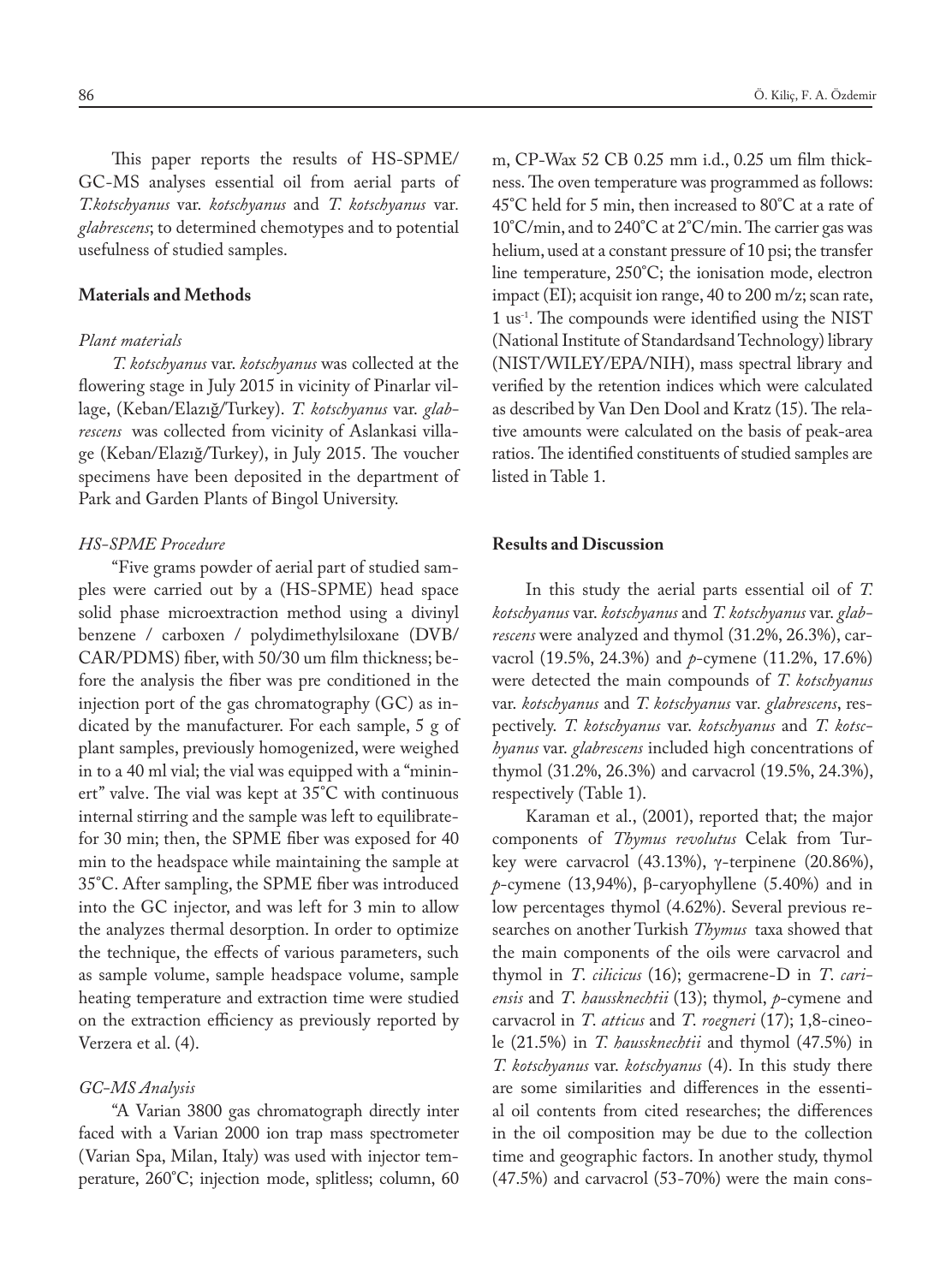This paper reports the results of HS-SPME/GC-MS analyses essential oil from aerial parts of *T.kotschyanus* var. *kotschyanus* and *T. kotschyanus* var. *glabrescens*; to determined chemotypes and to potential usefulness of studied samples.

## Materials and Methods

### *Plant materials*

*T. kotschyanus* var. *kotschyanus* was collected at the flowering stage in July 2015 in vicinity of Pinarlar village, (Keban/Elazığ/Turkey). *T. kotschyanus* var. *glabrescens* was collected from vicinity of Aslankasi village (Keban/Elazığ/Turkey), in July 2015. The voucher specimens have been deposited in the department of Park and Garden Plants of Bingol University.

### *HS-SPME Procedure*

"Five grams powder of aerial part of studied samples were carried out by a (HS-SPME) head space solid phase microextraction method using a divinyl benzene / carboxen / polydimethylsiloxane (DVB/CAR/PDMS) fiber, with 50/30 um film thickness; before the analysis the fiber was pre conditioned in the injection port of the gas chromatography (GC) as indicated by the manufacturer. For each sample, 5 g of plant samples, previously homogenized, were weighed in to a 40 ml vial; the vial was equipped with a "mininert" valve. The vial was kept at 35°C with continuous internal stirring and the sample was left to equilibratefor 30 min; then, the SPME fiber was exposed for 40 min to the headspace while maintaining the sample at 35°C. After sampling, the SPME fiber was introduced into the GC injector, and was left for 3 min to allow the analyzes thermal desorption. In order to optimize the technique, the effects of various parameters, such as sample volume, sample headspace volume, sample heating temperature and extraction time were studied on the extraction efficiency as previously reported by Verzera et al. (4).

### *GC-MS Analysis*

"A Varian 3800 gas chromatograph directly inter faced with a Varian 2000 ion trap mass spectrometer (Varian Spa, Milan, Italy) was used with injector temperature, 260°C; injection mode, splitless; column, 60 m, CP-Wax 52 CB 0.25 mm i.d., 0.25 um film thickness. The oven temperature was programmed as follows: 45°C held for 5 min, then increased to 80°C at a rate of 10°C/min, and to 240°C at 2°C/min. The carrier gas was helium, used at a constant pressure of 10 psi; the transfer line temperature, 250°C; the ionisation mode, electron impact (EI); acquisit ion range, 40 to 200 m/z; scan rate, 1 $us^{-1}$. The compounds were identified using the NIST (National Institute of Standardsand Technology) library (NIST/WILEY/EPA/NIH), mass spectral library and verified by the retention indices which were calculated as described by Van Den Dool and Kratz (15). The relative amounts were calculated on the basis of peak-area ratios. The identified constituents of studied samples are listed in Table 1.

## Results and Discussion

In this study the aerial parts essential oil of *T. kotschyanus* var. *kotschyanus* and *T. kotschyanus* var. *glabrescens* were analyzed and thymol (31.2%, 26.3%), carvacrol (19.5%, 24.3%) and *p*-cymene (11.2%, 17.6%) were detected the main compounds of *T. kotschyanus* var. *kotschyanus* and *T. kotschyanus* var. *glabrescens*, respectively. *T. kotschyanus* var. *kotschyanus* and *T. kotschyanus* var. *glabrescens* included high concentrations of thymol (31.2%, 26.3%) and carvacrol (19.5%, 24.3%), respectively (Table 1).

Karaman et al., (2001), reported that; the major components of *Thymus revolutus* Celak from Turkey were carvacrol (43.13%), γ-terpinene (20.86%), *p*-cymene (13,94%), β-caryophyllene (5.40%) and in low percentages thymol (4.62%). Several previous researches on another Turkish *Thymus* taxa showed that the main components of the oils were carvacrol and thymol in *T. cilicicus* (16); germacrene-D in *T. cariensis* and *T. haussknechtii* (13); thymol, *p*-cymene and carvacrol in *T. atticus* and *T. roegneri* (17); 1,8-cineole (21.5%) in *T. haussknechtii* and thymol (47.5%) in *T. kotschyanus* var. *kotschyanus* (4). In this study there are some similarities and differences in the essential oil contents from cited researches; the differences in the oil composition may be due to the collection time and geographic factors. In another study, thymol (47.5%) and carvacrol (53-70%) were the main cons-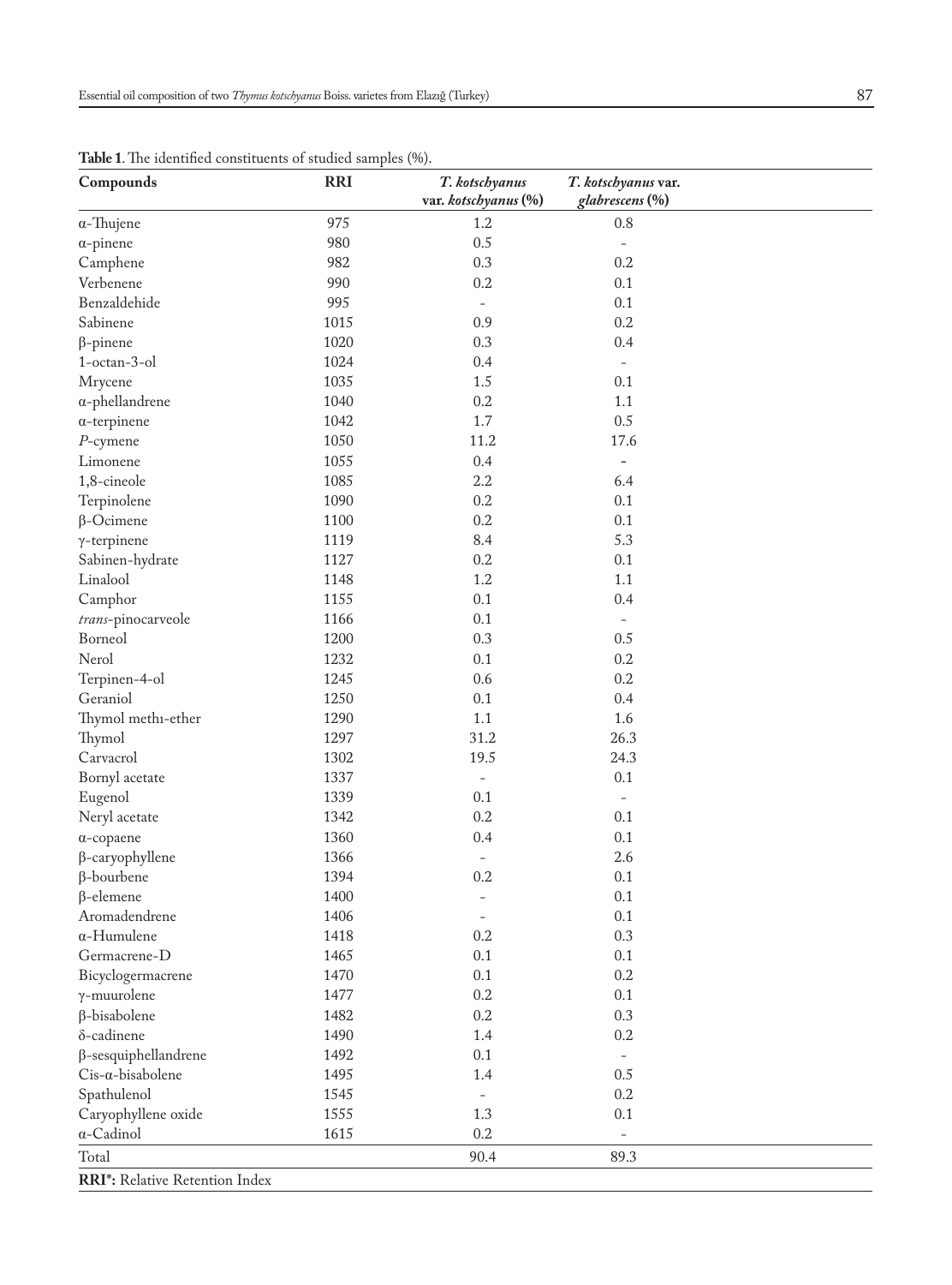**Table 1**. The identified constituents of studied samples (%).

| Compounds | RRI | *T. kotschyanus* var. *kotschyanus* (%) | *T. kotschyanus* var. *glabrescens* (%) |
|---|---|---|---|
| α-Thujene | 975 | 1.2 | 0.8 |
| α-pinene | 980 | 0.5 | - |
| Camphene | 982 | 0.3 | 0.2 |
| Verbenene | 990 | 0.2 | 0.1 |
| Benzaldehide | 995 | - | 0.1 |
| Sabinene | 1015 | 0.9 | 0.2 |
| β-pinene | 1020 | 0.3 | 0.4 |
| 1-octan-3-ol | 1024 | 0.4 | - |
| Mrycene | 1035 | 1.5 | 0.1 |
| α-phellandrene | 1040 | 0.2 | 1.1 |
| α-terpinene | 1042 | 1.7 | 0.5 |
| *P*-cymene | 1050 | 11.2 | 17.6 |
| Limonene | 1055 | 0.4 | - |
| 1,8-cineole | 1085 | 2.2 | 6.4 |
| Terpinolene | 1090 | 0.2 | 0.1 |
| β-Ocimene | 1100 | 0.2 | 0.1 |
| γ-terpinene | 1119 | 8.4 | 5.3 |
| Sabinen-hydrate | 1127 | 0.2 | 0.1 |
| Linalool | 1148 | 1.2 | 1.1 |
| Camphor | 1155 | 0.1 | 0.4 |
| *trans*-pinocarveole | 1166 | 0.1 | - |
| Borneol | 1200 | 0.3 | 0.5 |
| Nerol | 1232 | 0.1 | 0.2 |
| Terpinen-4-ol | 1245 | 0.6 | 0.2 |
| Geraniol | 1250 | 0.1 | 0.4 |
| Thymol methı-ether | 1290 | 1.1 | 1.6 |
| Thymol | 1297 | 31.2 | 26.3 |
| Carvacrol | 1302 | 19.5 | 24.3 |
| Bornyl acetate | 1337 | - | 0.1 |
| Eugenol | 1339 | 0.1 | - |
| Neryl acetate | 1342 | 0.2 | 0.1 |
| α-copaene | 1360 | 0.4 | 0.1 |
| β-caryophyllene | 1366 | - | 2.6 |
| β-bourbene | 1394 | 0.2 | 0.1 |
| β-elemene | 1400 | - | 0.1 |
| Aromadendrene | 1406 | - | 0.1 |
| α-Humulene | 1418 | 0.2 | 0.3 |
| Germacrene-D | 1465 | 0.1 | 0.1 |
| Bicyclogermacrene | 1470 | 0.1 | 0.2 |
| γ-muurolene | 1477 | 0.2 | 0.1 |
| β-bisabolene | 1482 | 0.2 | 0.3 |
| δ-cadinene | 1490 | 1.4 | 0.2 |
| β-sesquiphellandrene | 1492 | 0.1 | - |
| Cis-α-bisabolene | 1495 | 1.4 | 0.5 |
| Spathulenol | 1545 | - | 0.2 |
| Caryophyllene oxide | 1555 | 1.3 | 0.1 |
| α-Cadinol | 1615 | 0.2 | - |
| Total | | 90.4 | 89.3 |

**RRI\*:** Relative Retention Index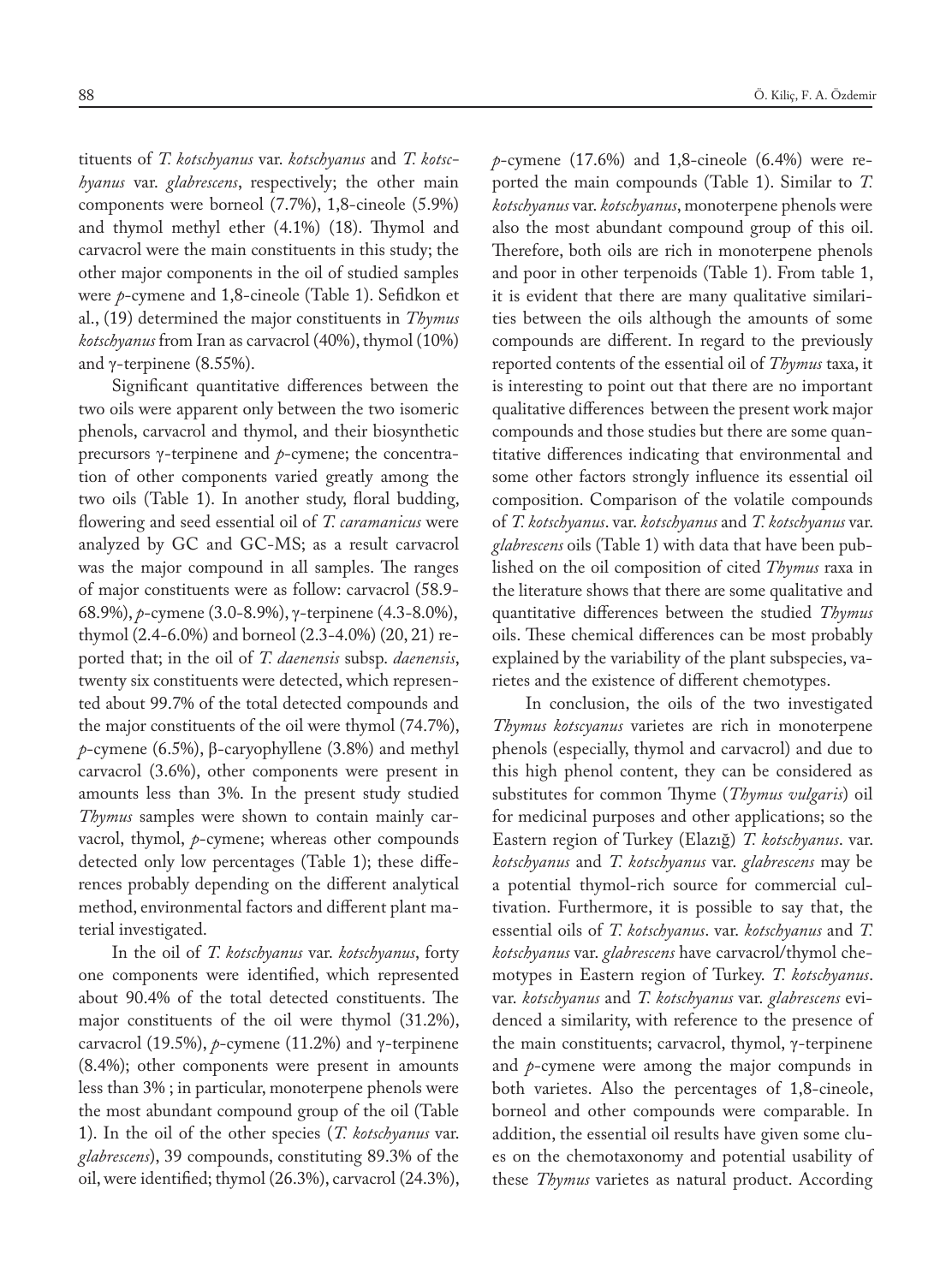tituents of *T. kotschyanus* var. *kotschyanus* and *T. kotschyanus* var. *glabrescens*, respectively; the other main components were borneol (7.7%), 1,8-cineole (5.9%) and thymol methyl ether (4.1%) (18). Thymol and carvacrol were the main constituents in this study; the other major components in the oil of studied samples were *p*-cymene and 1,8-cineole (Table 1). Sefidkon et al., (19) determined the major constituents in *Thymus kotschyanus* from Iran as carvacrol (40%), thymol (10%) and γ-terpinene (8.55%).

Significant quantitative differences between the two oils were apparent only between the two isomeric phenols, carvacrol and thymol, and their biosynthetic precursors γ-terpinene and *p*-cymene; the concentration of other components varied greatly among the two oils (Table 1). In another study, floral budding, flowering and seed essential oil of *T. caramanicus* were analyzed by GC and GC-MS; as a result carvacrol was the major compound in all samples. The ranges of major constituents were as follow: carvacrol (58.9-68.9%), *p*-cymene (3.0-8.9%), γ-terpinene (4.3-8.0%), thymol (2.4-6.0%) and borneol (2.3-4.0%) (20, 21) reported that; in the oil of *T. daenensis* subsp. *daenensis*, twenty six constituents were detected, which represented about 99.7% of the total detected compounds and the major constituents of the oil were thymol (74.7%), *p*-cymene (6.5%), β-caryophyllene (3.8%) and methyl carvacrol (3.6%), other components were present in amounts less than 3%. In the present study studied *Thymus* samples were shown to contain mainly carvacrol, thymol, *p*-cymene; whereas other compounds detected only low percentages (Table 1); these differences probably depending on the different analytical method, environmental factors and different plant material investigated.

In the oil of *T. kotschyanus* var. *kotschyanus*, forty one components were identified, which represented about 90.4% of the total detected constituents. The major constituents of the oil were thymol (31.2%), carvacrol (19.5%), *p*-cymene (11.2%) and γ-terpinene (8.4%); other components were present in amounts less than 3% ; in particular, monoterpene phenols were the most abundant compound group of the oil (Table 1). In the oil of the other species (*T. kotschyanus* var. *glabrescens*), 39 compounds, constituting 89.3% of the oil, were identified; thymol (26.3%), carvacrol (24.3%), *p*-cymene (17.6%) and 1,8-cineole (6.4%) were reported the main compounds (Table 1). Similar to *T. kotschyanus* var. *kotschyanus*, monoterpene phenols were also the most abundant compound group of this oil. Therefore, both oils are rich in monoterpene phenols and poor in other terpenoids (Table 1). From table 1, it is evident that there are many qualitative similarities between the oils although the amounts of some compounds are different. In regard to the previously reported contents of the essential oil of *Thymus* taxa, it is interesting to point out that there are no important qualitative differences between the present work major compounds and those studies but there are some quantitative differences indicating that environmental and some other factors strongly influence its essential oil composition. Comparison of the volatile compounds of *T. kotschyanus*. var. *kotschyanus* and *T. kotschyanus* var. *glabrescens* oils (Table 1) with data that have been published on the oil composition of cited *Thymus* raxa in the literature shows that there are some qualitative and quantitative differences between the studied *Thymus* oils. These chemical differences can be most probably explained by the variability of the plant subspecies, varietes and the existence of different chemotypes.

In conclusion, the oils of the two investigated *Thymus kotscyanus* varietes are rich in monoterpene phenols (especially, thymol and carvacrol) and due to this high phenol content, they can be considered as substitutes for common Thyme (*Thymus vulgaris*) oil for medicinal purposes and other applications; so the Eastern region of Turkey (Elazığ) *T. kotschyanus*. var. *kotschyanus* and *T. kotschyanus* var. *glabrescens* may be a potential thymol-rich source for commercial cultivation. Furthermore, it is possible to say that, the essential oils of *T. kotschyanus*. var. *kotschyanus* and *T. kotschyanus* var. *glabrescens* have carvacrol/thymol chemotypes in Eastern region of Turkey. *T. kotschyanus*. var. *kotschyanus* and *T. kotschyanus* var. *glabrescens* evidenced a similarity, with reference to the presence of the main constituents; carvacrol, thymol, γ-terpinene and *p*-cymene were among the major compunds in both varieties. Also the percentages of 1,8-cineole, borneol and other compounds were comparable. In addition, the essential oil results have given some clues on the chemotaxonomy and potential usability of these *Thymus* varietes as natural product. According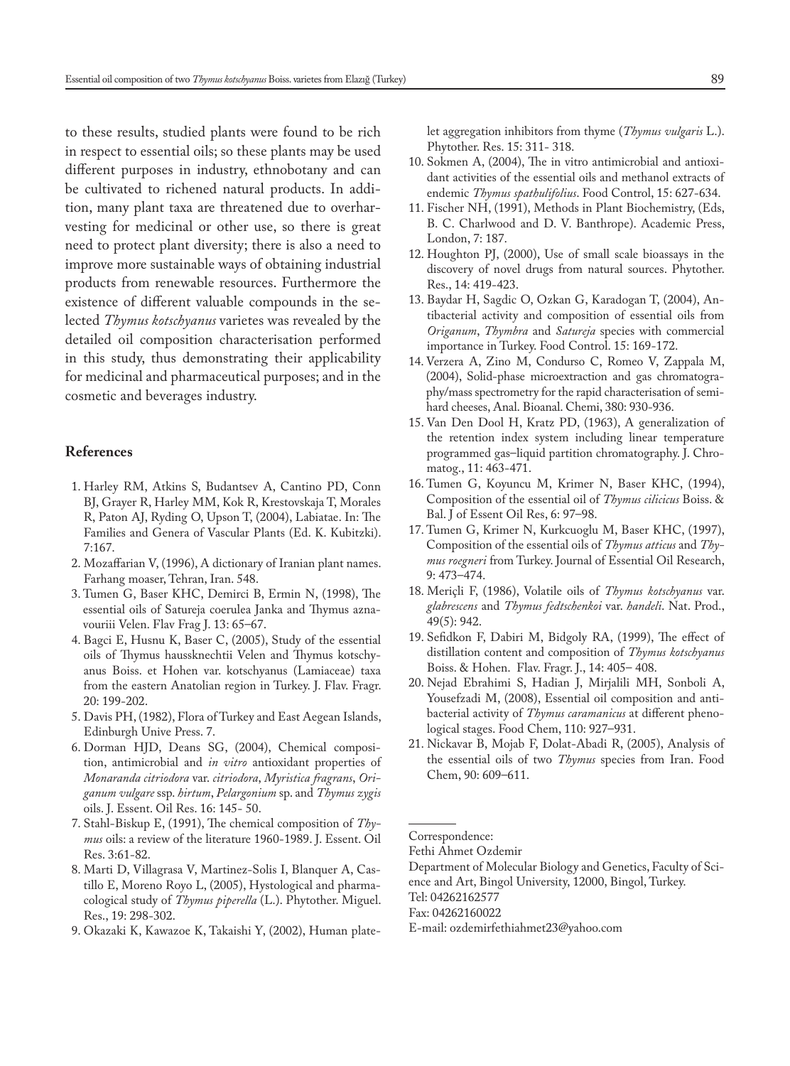to these results, studied plants were found to be rich in respect to essential oils; so these plants may be used different purposes in industry, ethnobotany and can be cultivated to richened natural products. In addition, many plant taxa are threatened due to overharvesting for medicinal or other use, so there is great need to protect plant diversity; there is also a need to improve more sustainable ways of obtaining industrial products from renewable resources. Furthermore the existence of different valuable compounds in the selected *Thymus kotschyanus* varietes was revealed by the detailed oil composition characterisation performed in this study, thus demonstrating their applicability for medicinal and pharmaceutical purposes; and in the cosmetic and beverages industry.

## References

1. Harley RM, Atkins S, Budantsev A, Cantino PD, Conn BJ, Grayer R, Harley MM, Kok R, Krestovskaja T, Morales R, Paton AJ, Ryding O, Upson T, (2004), Labiatae. In: The Families and Genera of Vascular Plants (Ed. K. Kubitzki). 7:167.
2. Mozaffarian V, (1996), A dictionary of Iranian plant names. Farhang moaser, Tehran, Iran. 548.
3. Tumen G, Baser KHC, Demirci B, Ermin N, (1998), The essential oils of Satureja coerulea Janka and Thymus aznavouriii Velen. Flav Frag J. 13: 65–67.
4. Bagci E, Husnu K, Baser C, (2005), Study of the essential oils of Thymus haussknechtii Velen and Thymus kotschyanus Boiss. et Hohen var. kotschyanus (Lamiaceae) taxa from the eastern Anatolian region in Turkey. J. Flav. Fragr. 20: 199-202.
5. Davis PH, (1982), Flora of Turkey and East Aegean Islands, Edinburgh Unive Press. 7.
6. Dorman HJD, Deans SG, (2004), Chemical composition, antimicrobial and *in vitro* antioxidant properties of *Monaranda citriodora* var. *citriodora*, *Myristica fragrans*, *Origanum vulgare* ssp. *hirtum*, *Pelargonium* sp. and *Thymus zygis* oils. J. Essent. Oil Res. 16: 145- 50.
7. Stahl-Biskup E, (1991), The chemical composition of *Thymus* oils: a review of the literature 1960-1989. J. Essent. Oil Res. 3:61-82.
8. Marti D, Villagrasa V, Martinez-Solis I, Blanquer A, Castillo E, Moreno Royo L, (2005), Hystological and pharmacological study of *Thymus piperella* (L.). Phytother. Miguel. Res., 19: 298-302.
9. Okazaki K, Kawazoe K, Takaishi Y, (2002), Human platelet aggregation inhibitors from thyme (*Thymus vulgaris* L.). Phytother. Res. 15: 311- 318.
10. Sokmen A, (2004), The in vitro antimicrobial and antioxidant activities of the essential oils and methanol extracts of endemic *Thymus spathulifolius*. Food Control, 15: 627-634.
11. Fischer NH, (1991), Methods in Plant Biochemistry, (Eds, B. C. Charlwood and D. V. Banthrope). Academic Press, London, 7: 187.
12. Houghton PJ, (2000), Use of small scale bioassays in the discovery of novel drugs from natural sources. Phytother. Res., 14: 419-423.
13. Baydar H, Sagdic O, Ozkan G, Karadogan T, (2004), Antibacterial activity and composition of essential oils from *Origanum*, *Thymbra* and *Satureja* species with commercial importance in Turkey. Food Control. 15: 169-172.
14. Verzera A, Zino M, Condurso C, Romeo V, Zappala M, (2004), Solid-phase microextraction and gas chromatography/mass spectrometry for the rapid characterisation of semi-hard cheeses, Anal. Bioanal. Chemi, 380: 930-936.
15. Van Den Dool H, Kratz PD, (1963), A generalization of the retention index system including linear temperature programmed gas–liquid partition chromatography. J. Chromatog., 11: 463-471.
16. Tumen G, Koyuncu M, Krimer N, Baser KHC, (1994), Composition of the essential oil of *Thymus cilicicus* Boiss. & Bal. J of Essent Oil Res, 6: 97–98.
17. Tumen G, Krimer N, Kurkcuoglu M, Baser KHC, (1997), Composition of the essential oils of *Thymus atticus* and *Thymus roegneri* from Turkey. Journal of Essential Oil Research, 9: 473–474.
18. Meriçli F, (1986), Volatile oils of *Thymus kotschyanus* var. *glabrescens* and *Thymus fedtschenkoi* var. *handeli*. Nat. Prod., 49(5): 942.
19. Sefidkon F, Dabiri M, Bidgoly RA, (1999), The effect of distillation content and composition of *Thymus kotschyanus* Boiss. & Hohen. Flav. Fragr. J., 14: 405– 408.
20. Nejad Ebrahimi S, Hadian J, Mirjalili MH, Sonboli A, Yousefzadi M, (2008), Essential oil composition and antibacterial activity of *Thymus caramanicus* at different phenological stages. Food Chem, 110: 927–931.
21. Nickavar B, Mojab F, Dolat-Abadi R, (2005), Analysis of the essential oils of two *Thymus* species from Iran. Food Chem, 90: 609–611.

Correspondence:
Fethi Ahmet Ozdemir
Department of Molecular Biology and Genetics, Faculty of Science and Art, Bingol University, 12000, Bingol, Turkey.
Tel: 04262162577
Fax: 04262160022
E-mail: ozdemirfethiahmet23@yahoo.com